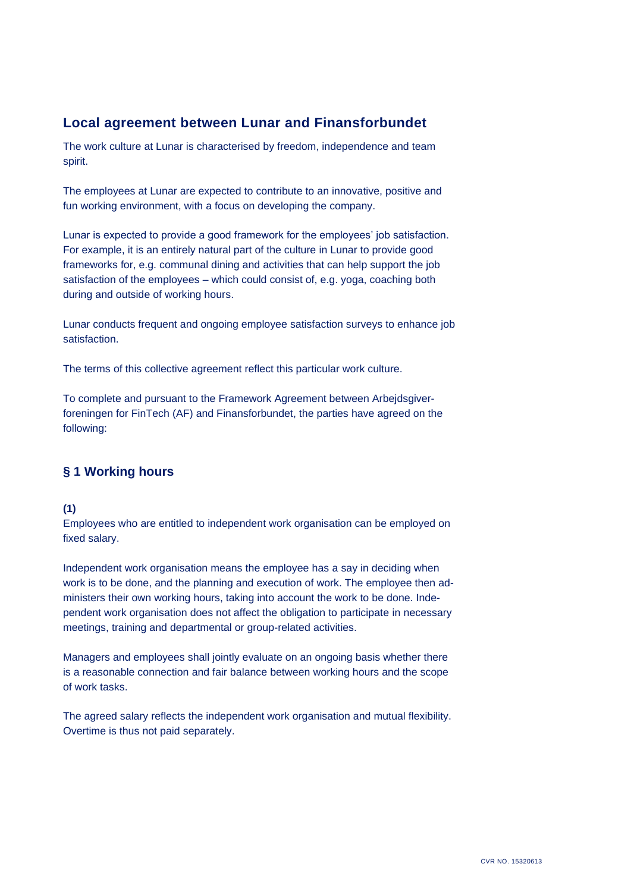## Local agreement between Lunar and Finansforbundet

The work culture at Lunar is characterised by freedom, independence and team spirit.

The employees at Lunar are expected to contribute to an innovative, positive and fun working environment, with a focus on developing the company.

Lunar is expected to provide a good framework for the employees' job satisfaction. For example, it is an entirely natural part of the culture in Lunar to provide good frameworks for, e.g. communal dining and activities that can help support the job satisfaction of the employees – which could consist of, e.g. yoga, coaching both during and outside of working hours.

Lunar conducts frequent and ongoing employee satisfaction surveys to enhance job satisfaction.

The terms of this collective agreement reflect this particular work culture.

To complete and pursuant to the Framework Agreement between Arbejdsgiver-foreningen for FinTech (AF) and Finansforbundet, the parties have agreed on the following:

## § 1 Working hours

**(1)**
Employees who are entitled to independent work organisation can be employed on fixed salary.

Independent work organisation means the employee has a say in deciding when work is to be done, and the planning and execution of work. The employee then administers their own working hours, taking into account the work to be done. Independent work organisation does not affect the obligation to participate in necessary meetings, training and departmental or group-related activities.

Managers and employees shall jointly evaluate on an ongoing basis whether there is a reasonable connection and fair balance between working hours and the scope of work tasks.

The agreed salary reflects the independent work organisation and mutual flexibility. Overtime is thus not paid separately.

CVR NO. 15320613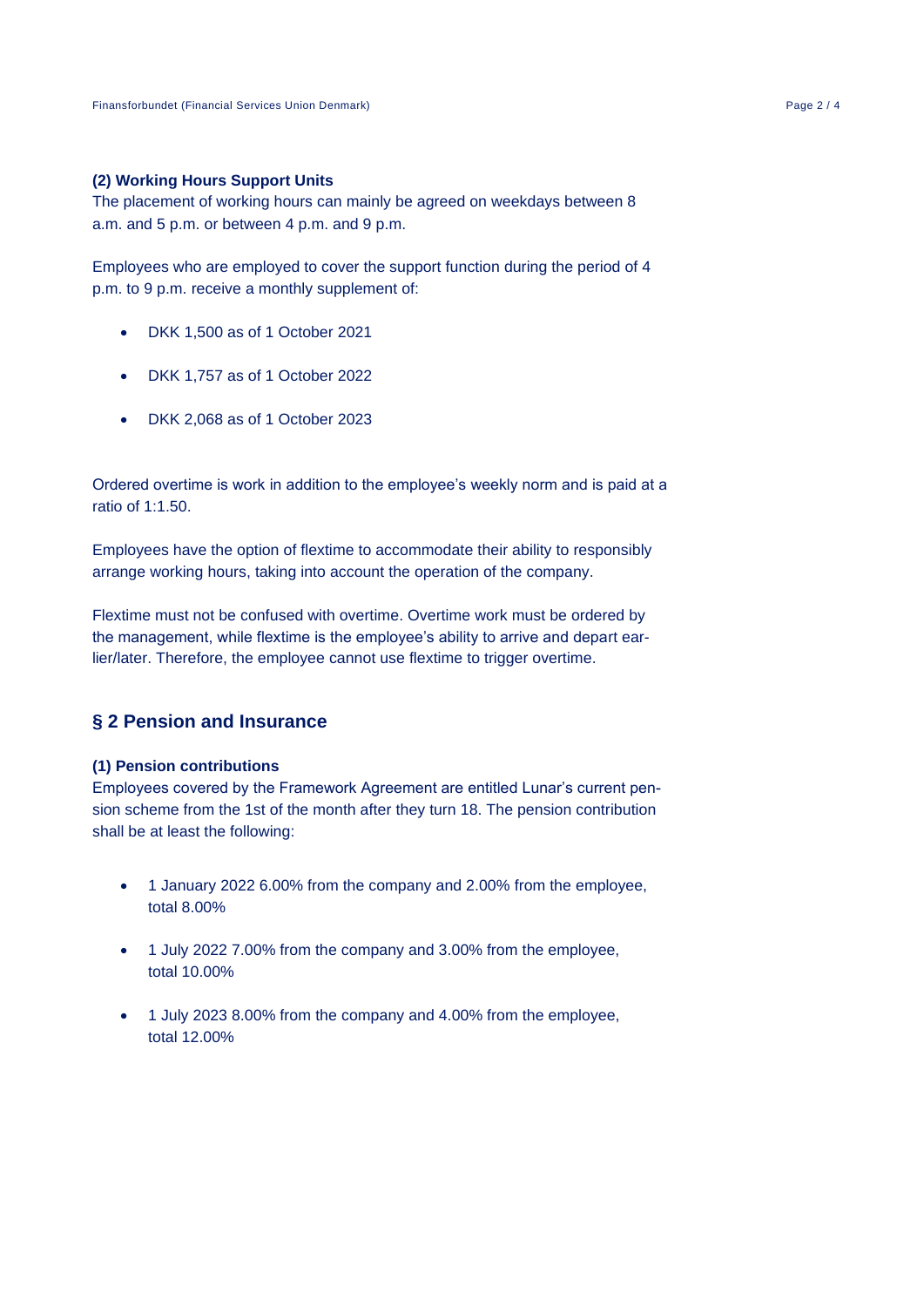**(2) Working Hours Support Units**

The placement of working hours can mainly be agreed on weekdays between 8 a.m. and 5 p.m. or between 4 p.m. and 9 p.m.

Employees who are employed to cover the support function during the period of 4 p.m. to 9 p.m. receive a monthly supplement of:

- DKK 1,500 as of 1 October 2021
- DKK 1,757 as of 1 October 2022
- DKK 2,068 as of 1 October 2023

Ordered overtime is work in addition to the employee's weekly norm and is paid at a ratio of 1:1.50.

Employees have the option of flextime to accommodate their ability to responsibly arrange working hours, taking into account the operation of the company.

Flextime must not be confused with overtime. Overtime work must be ordered by the management, while flextime is the employee's ability to arrive and depart earlier/later. Therefore, the employee cannot use flextime to trigger overtime.

## § 2 Pension and Insurance

**(1) Pension contributions**

Employees covered by the Framework Agreement are entitled Lunar's current pension scheme from the 1st of the month after they turn 18. The pension contribution shall be at least the following:

- 1 January 2022 6.00% from the company and 2.00% from the employee, total 8.00%
- 1 July 2022 7.00% from the company and 3.00% from the employee, total 10.00%
- 1 July 2023 8.00% from the company and 4.00% from the employee, total 12.00%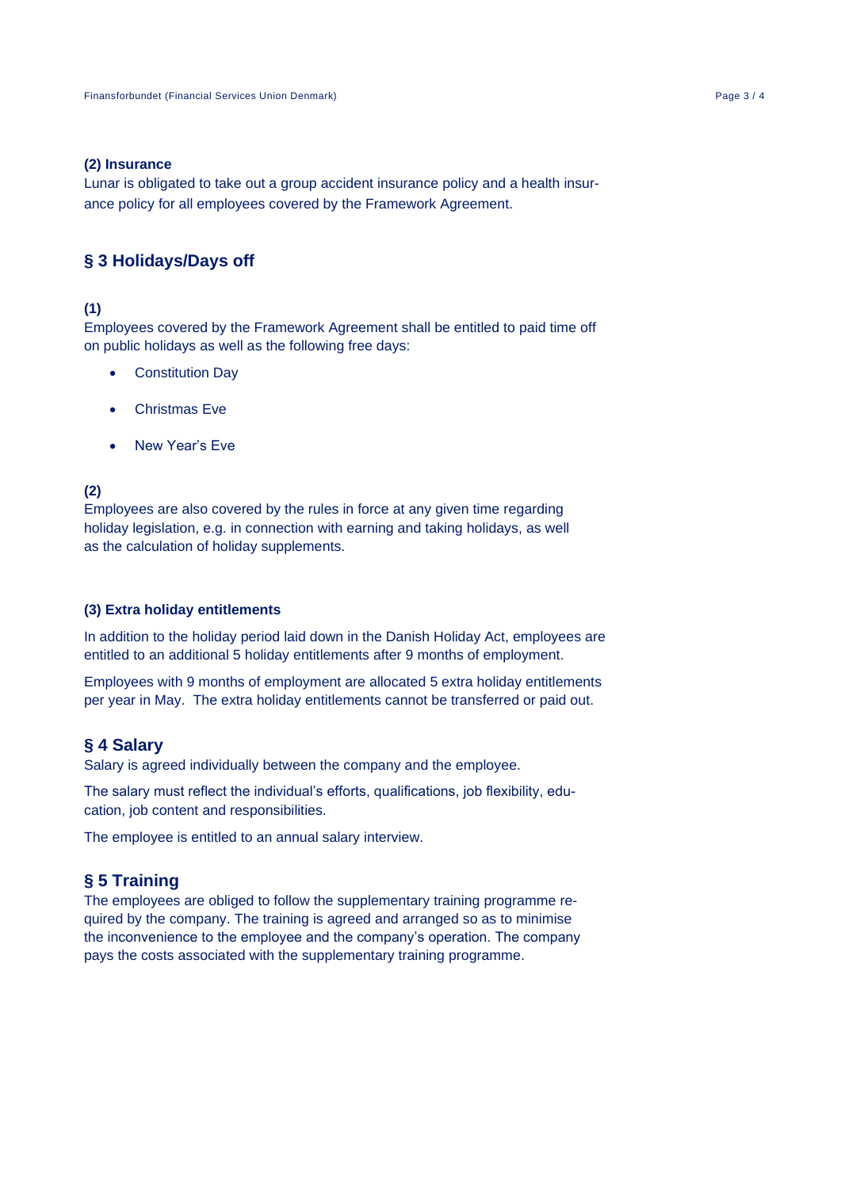**(2) Insurance**

Lunar is obligated to take out a group accident insurance policy and a health insurance policy for all employees covered by the Framework Agreement.

## § 3 Holidays/Days off

**(1)**

Employees covered by the Framework Agreement shall be entitled to paid time off on public holidays as well as the following free days:

- Constitution Day
- Christmas Eve
- New Year's Eve

**(2)**

Employees are also covered by the rules in force at any given time regarding holiday legislation, e.g. in connection with earning and taking holidays, as well as the calculation of holiday supplements.

**(3) Extra holiday entitlements**

In addition to the holiday period laid down in the Danish Holiday Act, employees are entitled to an additional 5 holiday entitlements after 9 months of employment.

Employees with 9 months of employment are allocated 5 extra holiday entitlements per year in May. The extra holiday entitlements cannot be transferred or paid out.

## § 4 Salary

Salary is agreed individually between the company and the employee.

The salary must reflect the individual's efforts, qualifications, job flexibility, education, job content and responsibilities.

The employee is entitled to an annual salary interview.

## § 5 Training

The employees are obliged to follow the supplementary training programme required by the company. The training is agreed and arranged so as to minimise the inconvenience to the employee and the company's operation. The company pays the costs associated with the supplementary training programme.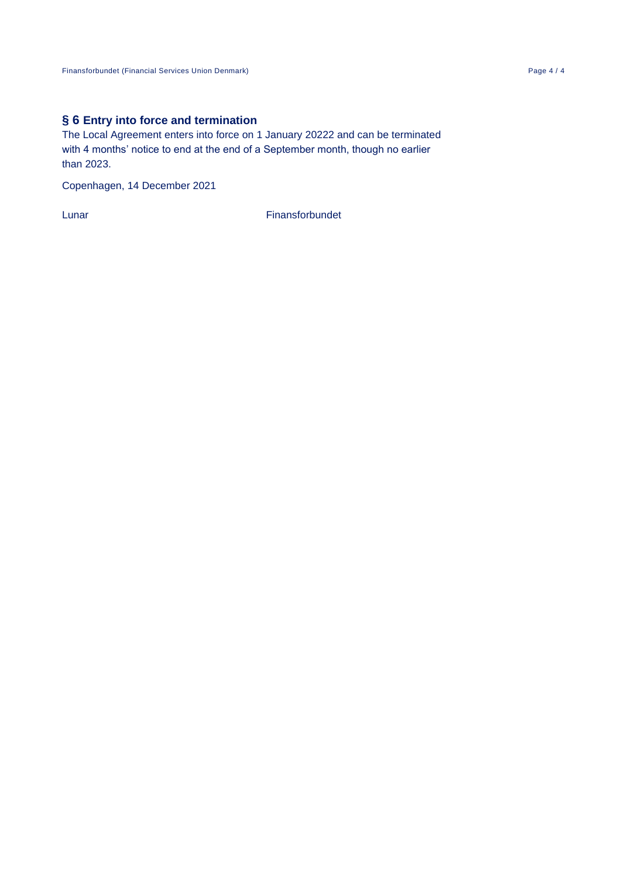## § 6 Entry into force and termination

The Local Agreement enters into force on 1 January 20222 and can be terminated with 4 months' notice to end at the end of a September month, though no earlier than 2023.

Copenhagen, 14 December 2021

| | |
|---|---|
| Lunar | Finansforbundet |